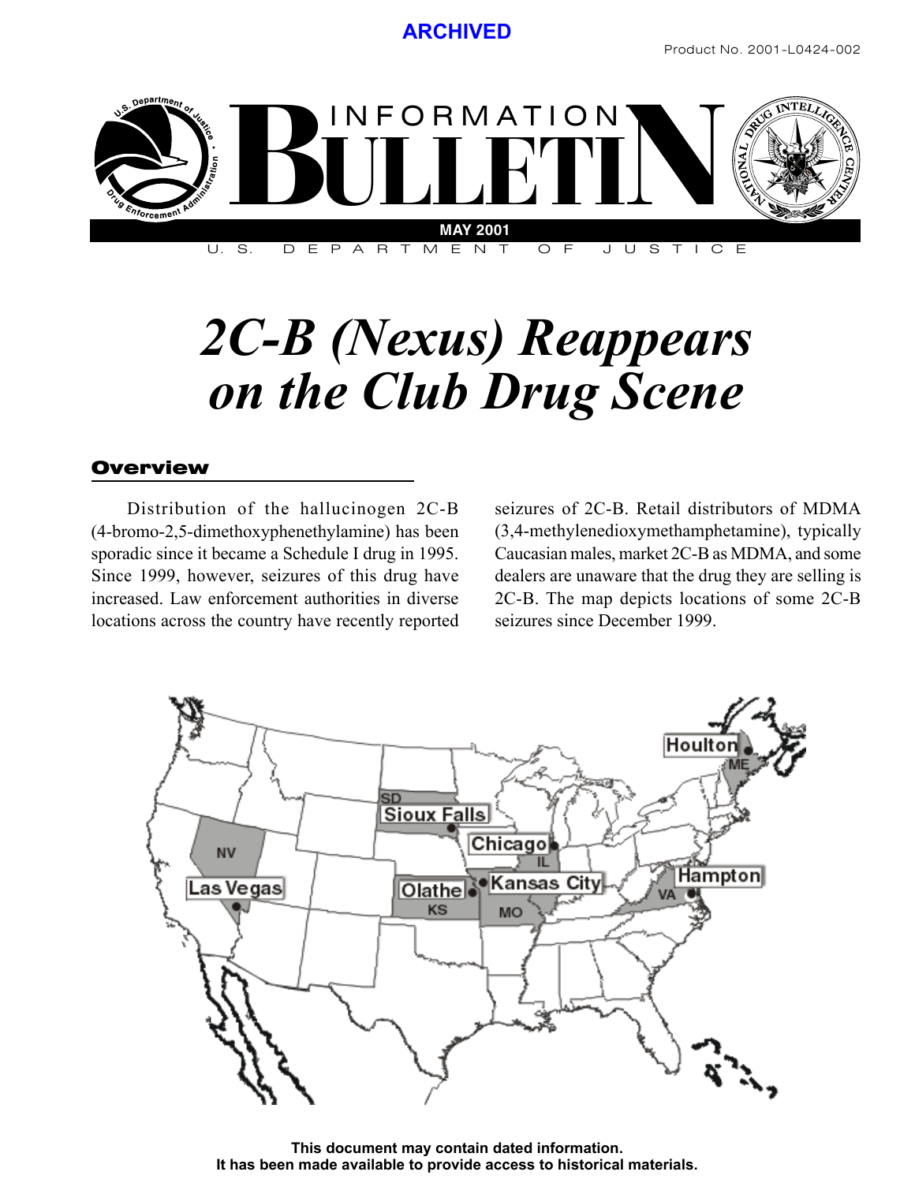ARCHIVED

Product No. 2001-L0424-002

# INFORMATION BULLETIN

MAY 2001

U. S. DEPARTMENT OF JUSTICE

# *2C-B (Nexus) Reappears on the Club Drug Scene*

## Overview

Distribution of the hallucinogen 2C-B (4-bromo-2,5-dimethoxyphenethylamine) has been sporadic since it became a Schedule I drug in 1995. Since 1999, however, seizures of this drug have increased. Law enforcement authorities in diverse locations across the country have recently reported seizures of 2C-B. Retail distributors of MDMA (3,4-methylenedioxymethamphetamine), typically Caucasian males, market 2C-B as MDMA, and some dealers are unaware that the drug they are selling is 2C-B. The map depicts locations of some 2C-B seizures since December 1999.

Houlton ME

SD Sioux Falls

Chicago IL

NV Las Vegas

Olathe KS

Kansas City MO

Hampton VA

**This document may contain dated information.**
**It has been made available to provide access to historical materials.**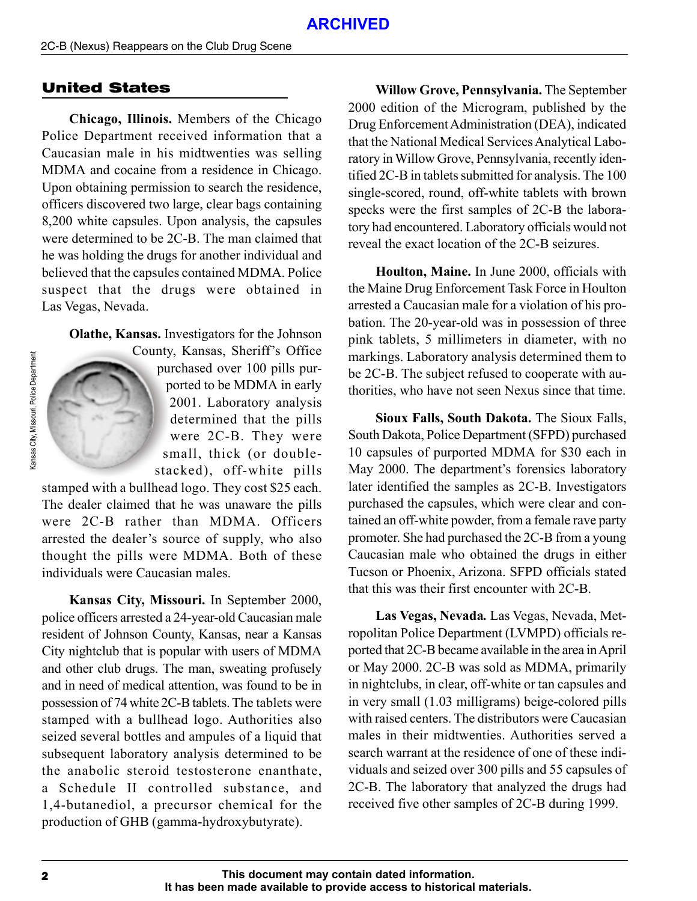## United States

**Chicago, Illinois.** Members of the Chicago Police Department received information that a Caucasian male in his midtwenties was selling MDMA and cocaine from a residence in Chicago. Upon obtaining permission to search the residence, officers discovered two large, clear bags containing 8,200 white capsules. Upon analysis, the capsules were determined to be 2C-B. The man claimed that he was holding the drugs for another individual and believed that the capsules contained MDMA. Police suspect that the drugs were obtained in Las Vegas, Nevada.

**Olathe, Kansas.** Investigators for the Johnson County, Kansas, Sheriff's Office purchased over 100 pills purported to be MDMA in early 2001. Laboratory analysis determined that the pills were 2C-B. They were small, thick (or double-stacked), off-white pills stamped with a bullhead logo. They cost $25 each. The dealer claimed that he was unaware the pills were 2C-B rather than MDMA. Officers arrested the dealer's source of supply, who also thought the pills were MDMA. Both of these individuals were Caucasian males.

Kansas City, Missouri, Police Department

**Kansas City, Missouri.** In September 2000, police officers arrested a 24-year-old Caucasian male resident of Johnson County, Kansas, near a Kansas City nightclub that is popular with users of MDMA and other club drugs. The man, sweating profusely and in need of medical attention, was found to be in possession of 74 white 2C-B tablets. The tablets were stamped with a bullhead logo. Authorities also seized several bottles and ampules of a liquid that subsequent laboratory analysis determined to be the anabolic steroid testosterone enanthate, a Schedule II controlled substance, and 1,4-butanediol, a precursor chemical for the production of GHB (gamma-hydroxybutyrate).

**Willow Grove, Pennsylvania.** The September 2000 edition of the Microgram, published by the Drug Enforcement Administration (DEA), indicated that the National Medical Services Analytical Laboratory in Willow Grove, Pennsylvania, recently identified 2C-B in tablets submitted for analysis. The 100 single-scored, round, off-white tablets with brown specks were the first samples of 2C-B the laboratory had encountered. Laboratory officials would not reveal the exact location of the 2C-B seizures.

**Houlton, Maine.** In June 2000, officials with the Maine Drug Enforcement Task Force in Houlton arrested a Caucasian male for a violation of his probation. The 20-year-old was in possession of three pink tablets, 5 millimeters in diameter, with no markings. Laboratory analysis determined them to be 2C-B. The subject refused to cooperate with authorities, who have not seen Nexus since that time.

**Sioux Falls, South Dakota.** The Sioux Falls, South Dakota, Police Department (SFPD) purchased 10 capsules of purported MDMA for $30 each in May 2000. The department's forensics laboratory later identified the samples as 2C-B. Investigators purchased the capsules, which were clear and contained an off-white powder, from a female rave party promoter. She had purchased the 2C-B from a young Caucasian male who obtained the drugs in either Tucson or Phoenix, Arizona. SFPD officials stated that this was their first encounter with 2C-B.

**Las Vegas, Nevada.** Las Vegas, Nevada, Metropolitan Police Department (LVMPD) officials reported that 2C-B became available in the area in April or May 2000. 2C-B was sold as MDMA, primarily in nightclubs, in clear, off-white or tan capsules and in very small (1.03 milligrams) beige-colored pills with raised centers. The distributors were Caucasian males in their midtwenties. Authorities served a search warrant at the residence of one of these individuals and seized over 300 pills and 55 capsules of 2C-B. The laboratory that analyzed the drugs had received five other samples of 2C-B during 1999.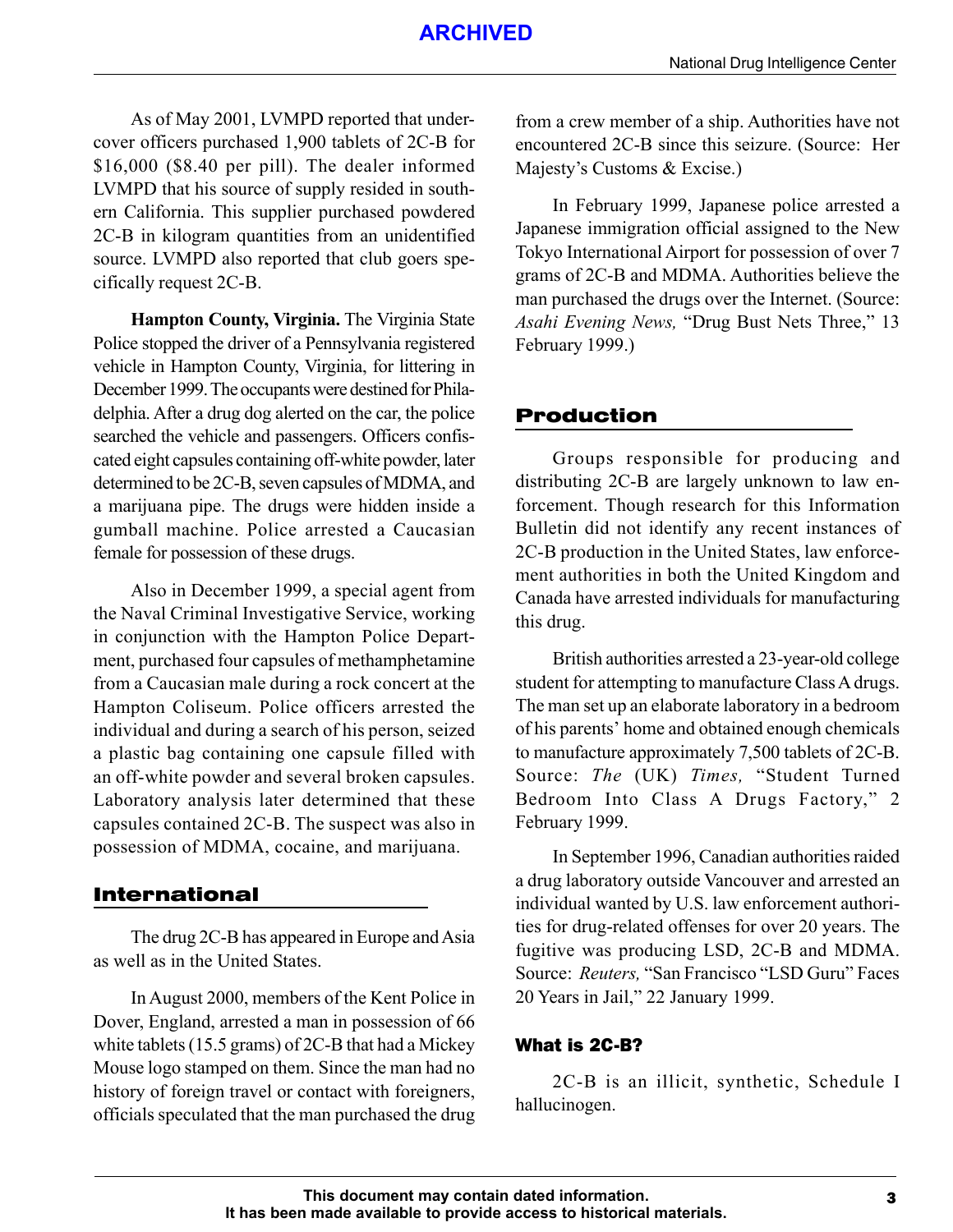As of May 2001, LVMPD reported that undercover officers purchased 1,900 tablets of 2C-B for $16,000 ($8.40 per pill). The dealer informed LVMPD that his source of supply resided in southern California. This supplier purchased powdered 2C-B in kilogram quantities from an unidentified source. LVMPD also reported that club goers specifically request 2C-B.

**Hampton County, Virginia.** The Virginia State Police stopped the driver of a Pennsylvania registered vehicle in Hampton County, Virginia, for littering in December 1999. The occupants were destined for Philadelphia. After a drug dog alerted on the car, the police searched the vehicle and passengers. Officers confiscated eight capsules containing off-white powder, later determined to be 2C-B, seven capsules of MDMA, and a marijuana pipe. The drugs were hidden inside a gumball machine. Police arrested a Caucasian female for possession of these drugs.

Also in December 1999, a special agent from the Naval Criminal Investigative Service, working in conjunction with the Hampton Police Department, purchased four capsules of methamphetamine from a Caucasian male during a rock concert at the Hampton Coliseum. Police officers arrested the individual and during a search of his person, seized a plastic bag containing one capsule filled with an off-white powder and several broken capsules. Laboratory analysis later determined that these capsules contained 2C-B. The suspect was also in possession of MDMA, cocaine, and marijuana.

## International

The drug 2C-B has appeared in Europe and Asia as well as in the United States.

In August 2000, members of the Kent Police in Dover, England, arrested a man in possession of 66 white tablets (15.5 grams) of 2C-B that had a Mickey Mouse logo stamped on them. Since the man had no history of foreign travel or contact with foreigners, officials speculated that the man purchased the drug from a crew member of a ship. Authorities have not encountered 2C-B since this seizure. (Source: Her Majesty's Customs & Excise.)

In February 1999, Japanese police arrested a Japanese immigration official assigned to the New Tokyo International Airport for possession of over 7 grams of 2C-B and MDMA. Authorities believe the man purchased the drugs over the Internet. (Source: *Asahi Evening News,* "Drug Bust Nets Three," 13 February 1999.)

## Production

Groups responsible for producing and distributing 2C-B are largely unknown to law enforcement. Though research for this Information Bulletin did not identify any recent instances of 2C-B production in the United States, law enforcement authorities in both the United Kingdom and Canada have arrested individuals for manufacturing this drug.

British authorities arrested a 23-year-old college student for attempting to manufacture Class A drugs. The man set up an elaborate laboratory in a bedroom of his parents' home and obtained enough chemicals to manufacture approximately 7,500 tablets of 2C-B. Source: *The* (UK) *Times,* "Student Turned Bedroom Into Class A Drugs Factory," 2 February 1999.

In September 1996, Canadian authorities raided a drug laboratory outside Vancouver and arrested an individual wanted by U.S. law enforcement authorities for drug-related offenses for over 20 years. The fugitive was producing LSD, 2C-B and MDMA. Source: *Reuters,* "San Francisco "LSD Guru" Faces 20 Years in Jail," 22 January 1999.

### What is 2C-B?

2C-B is an illicit, synthetic, Schedule I hallucinogen.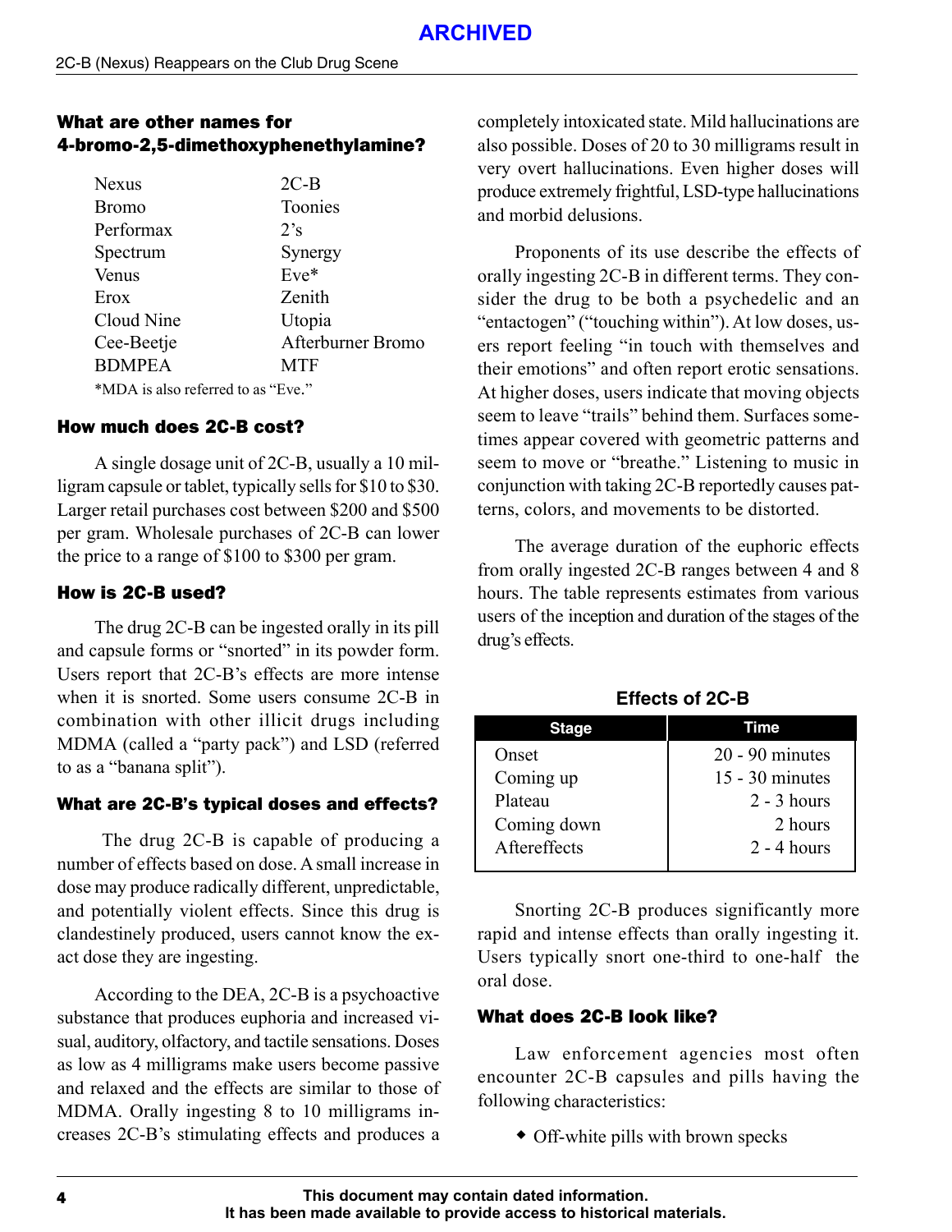## What are other names for 4-bromo-2,5-dimethoxyphenethylamine?

| | |
|---|---|
| Nexus | 2C-B |
| Bromo | Toonies |
| Performax | 2's |
| Spectrum | Synergy |
| Venus | Eve* |
| Erox | Zenith |
| Cloud Nine | Utopia |
| Cee-Beetje | Afterburner Bromo |
| BDMPEA | MTF |

*MDA is also referred to as "Eve."

## How much does 2C-B cost?

A single dosage unit of 2C-B, usually a 10 milligram capsule or tablet, typically sells for $10 to $30. Larger retail purchases cost between $200 and $500 per gram. Wholesale purchases of 2C-B can lower the price to a range of $100 to $300 per gram.

## How is 2C-B used?

The drug 2C-B can be ingested orally in its pill and capsule forms or "snorted" in its powder form. Users report that 2C-B's effects are more intense when it is snorted. Some users consume 2C-B in combination with other illicit drugs including MDMA (called a "party pack") and LSD (referred to as a "banana split").

## What are 2C-B's typical doses and effects?

The drug 2C-B is capable of producing a number of effects based on dose. A small increase in dose may produce radically different, unpredictable, and potentially violent effects. Since this drug is clandestinely produced, users cannot know the exact dose they are ingesting.

According to the DEA, 2C-B is a psychoactive substance that produces euphoria and increased visual, auditory, olfactory, and tactile sensations. Doses as low as 4 milligrams make users become passive and relaxed and the effects are similar to those of MDMA. Orally ingesting 8 to 10 milligrams increases 2C-B's stimulating effects and produces a completely intoxicated state. Mild hallucinations are also possible. Doses of 20 to 30 milligrams result in very overt hallucinations. Even higher doses will produce extremely frightful, LSD-type hallucinations and morbid delusions.

Proponents of its use describe the effects of orally ingesting 2C-B in different terms. They consider the drug to be both a psychedelic and an "entactogen" ("touching within"). At low doses, users report feeling "in touch with themselves and their emotions" and often report erotic sensations. At higher doses, users indicate that moving objects seem to leave "trails" behind them. Surfaces sometimes appear covered with geometric patterns and seem to move or "breathe." Listening to music in conjunction with taking 2C-B reportedly causes patterns, colors, and movements to be distorted.

The average duration of the euphoric effects from orally ingested 2C-B ranges between 4 and 8 hours. The table represents estimates from various users of the inception and duration of the stages of the drug's effects.

**Effects of 2C-B**

| Stage | Time |
|---|---|
| Onset | 20 - 90 minutes |
| Coming up | 15 - 30 minutes |
| Plateau | 2 - 3 hours |
| Coming down | 2 hours |
| Aftereffects | 2 - 4 hours |

Snorting 2C-B produces significantly more rapid and intense effects than orally ingesting it. Users typically snort one-third to one-half the oral dose.

## What does 2C-B look like?

Law enforcement agencies most often encounter 2C-B capsules and pills having the following characteristics:

- Off-white pills with brown specks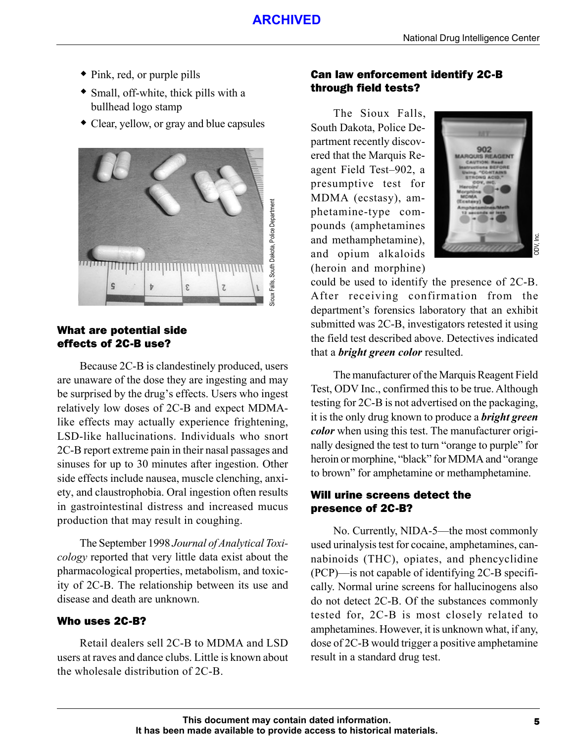- Pink, red, or purple pills
- Small, off-white, thick pills with a bullhead logo stamp
- Clear, yellow, or gray and blue capsules

Sioux Falls, South Dakota, Police Department

### What are potential side effects of 2C-B use?

Because 2C-B is clandestinely produced, users are unaware of the dose they are ingesting and may be surprised by the drug's effects. Users who ingest relatively low doses of 2C-B and expect MDMA-like effects may actually experience frightening, LSD-like hallucinations. Individuals who snort 2C-B report extreme pain in their nasal passages and sinuses for up to 30 minutes after ingestion. Other side effects include nausea, muscle clenching, anxiety, and claustrophobia. Oral ingestion often results in gastrointestinal distress and increased mucus production that may result in coughing.

The September 1998 *Journal of Analytical Toxicology* reported that very little data exist about the pharmacological properties, metabolism, and toxicity of 2C-B. The relationship between its use and disease and death are unknown.

### Who uses 2C-B?

Retail dealers sell 2C-B to MDMA and LSD users at raves and dance clubs. Little is known about the wholesale distribution of 2C-B.

### Can law enforcement identify 2C-B through field tests?

The Sioux Falls, South Dakota, Police Department recently discovered that the Marquis Reagent Field Test–902, a presumptive test for MDMA (ecstasy), amphetamine-type compounds (amphetamines and methamphetamine), and opium alkaloids (heroin and morphine) could be used to identify the presence of 2C-B. After receiving confirmation from the department's forensics laboratory that an exhibit submitted was 2C-B, investigators retested it using the field test described above. Detectives indicated that a ***bright green color*** resulted.

ODV, Inc.

The manufacturer of the Marquis Reagent Field Test, ODV Inc., confirmed this to be true. Although testing for 2C-B is not advertised on the packaging, it is the only drug known to produce a ***bright green color*** when using this test. The manufacturer originally designed the test to turn "orange to purple" for heroin or morphine, "black" for MDMA and "orange to brown" for amphetamine or methamphetamine.

### Will urine screens detect the presence of 2C-B?

No. Currently, NIDA-5—the most commonly used urinalysis test for cocaine, amphetamines, cannabinoids (THC), opiates, and phencyclidine (PCP)—is not capable of identifying 2C-B specifically. Normal urine screens for hallucinogens also do not detect 2C-B. Of the substances commonly tested for, 2C-B is most closely related to amphetamines. However, it is unknown what, if any, dose of 2C-B would trigger a positive amphetamine result in a standard drug test.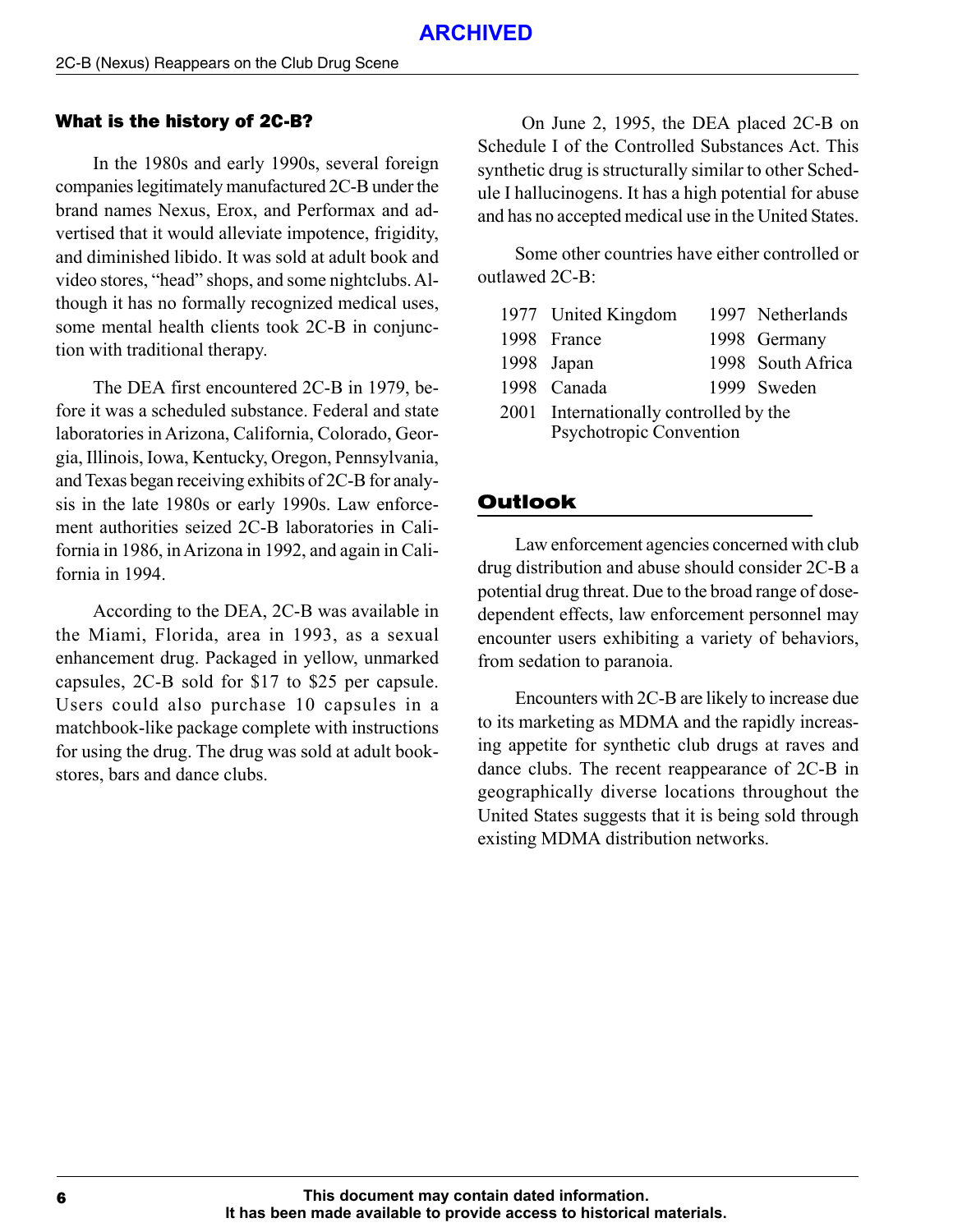## What is the history of 2C-B?

In the 1980s and early 1990s, several foreign companies legitimately manufactured 2C-B under the brand names Nexus, Erox, and Performax and advertised that it would alleviate impotence, frigidity, and diminished libido. It was sold at adult book and video stores, "head" shops, and some nightclubs. Although it has no formally recognized medical uses, some mental health clients took 2C-B in conjunction with traditional therapy.

The DEA first encountered 2C-B in 1979, before it was a scheduled substance. Federal and state laboratories in Arizona, California, Colorado, Georgia, Illinois, Iowa, Kentucky, Oregon, Pennsylvania, and Texas began receiving exhibits of 2C-B for analysis in the late 1980s or early 1990s. Law enforcement authorities seized 2C-B laboratories in California in 1986, in Arizona in 1992, and again in California in 1994.

According to the DEA, 2C-B was available in the Miami, Florida, area in 1993, as a sexual enhancement drug. Packaged in yellow, unmarked capsules, 2C-B sold for $17 to $25 per capsule. Users could also purchase 10 capsules in a matchbook-like package complete with instructions for using the drug. The drug was sold at adult bookstores, bars and dance clubs.

On June 2, 1995, the DEA placed 2C-B on Schedule I of the Controlled Substances Act. This synthetic drug is structurally similar to other Schedule I hallucinogens. It has a high potential for abuse and has no accepted medical use in the United States.

Some other countries have either controlled or outlawed 2C-B:

| | | | |
|---|---|---|---|
| 1977 | United Kingdom | 1997 | Netherlands |
| 1998 | France | 1998 | Germany |
| 1998 | Japan | 1998 | South Africa |
| 1998 | Canada | 1999 | Sweden |
| 2001 | Internationally controlled by the Psychotropic Convention | | |

## Outlook

Law enforcement agencies concerned with club drug distribution and abuse should consider 2C-B a potential drug threat. Due to the broad range of dose-dependent effects, law enforcement personnel may encounter users exhibiting a variety of behaviors, from sedation to paranoia.

Encounters with 2C-B are likely to increase due to its marketing as MDMA and the rapidly increasing appetite for synthetic club drugs at raves and dance clubs. The recent reappearance of 2C-B in geographically diverse locations throughout the United States suggests that it is being sold through existing MDMA distribution networks.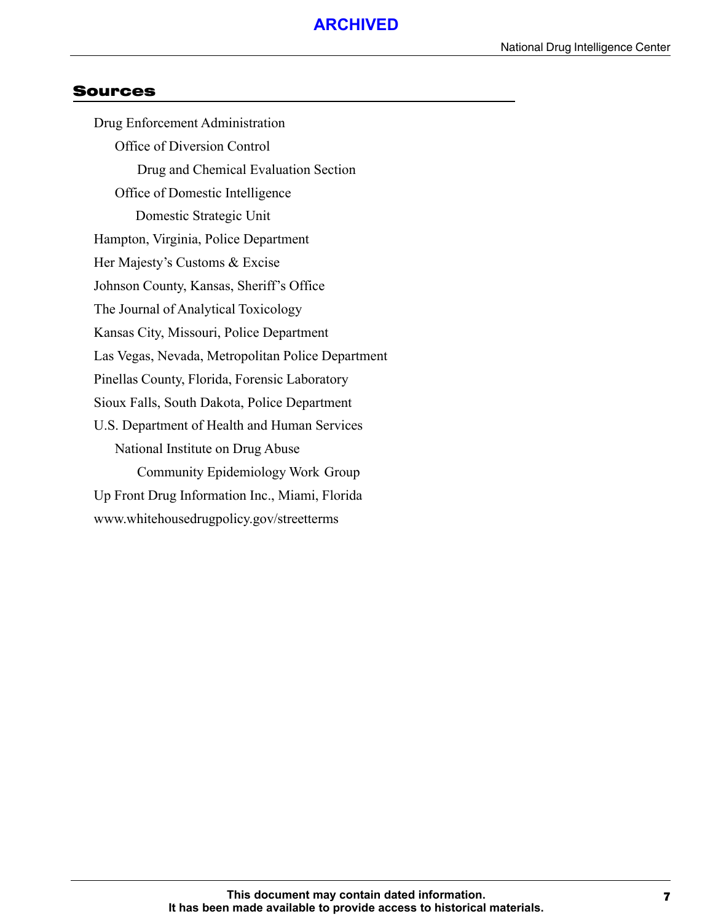## Sources

- Drug Enforcement Administration
  - Office of Diversion Control
    - Drug and Chemical Evaluation Section
  - Office of Domestic Intelligence
    - Domestic Strategic Unit
- Hampton, Virginia, Police Department
- Her Majesty's Customs & Excise
- Johnson County, Kansas, Sheriff's Office
- The Journal of Analytical Toxicology
- Kansas City, Missouri, Police Department
- Las Vegas, Nevada, Metropolitan Police Department
- Pinellas County, Florida, Forensic Laboratory
- Sioux Falls, South Dakota, Police Department
- U.S. Department of Health and Human Services
  - National Institute on Drug Abuse
    - Community Epidemiology Work Group
- Up Front Drug Information Inc., Miami, Florida
- www.whitehousedrugpolicy.gov/streetterms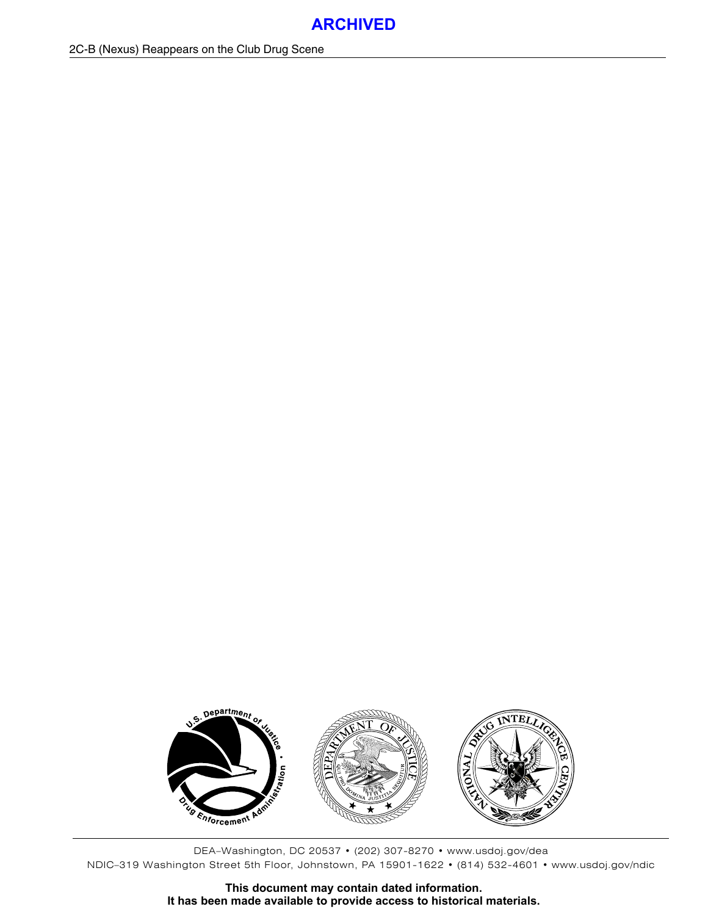ARCHIVED

DEA–Washington, DC 20537 • (202) 307-8270 • www.usdoj.gov/dea

NDIC–319 Washington Street 5th Floor, Johnstown, PA 15901-1622 • (814) 532-4601 • www.usdoj.gov/ndic

**This document may contain dated information.**
**It has been made available to provide access to historical materials.**